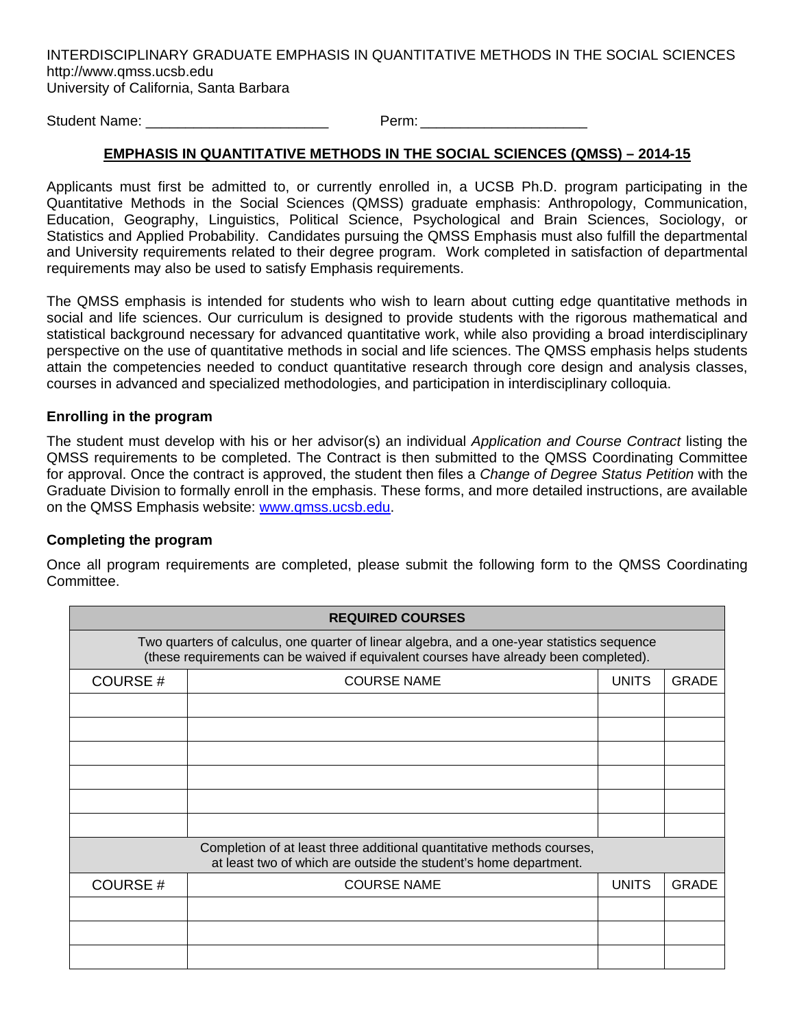INTERDISCIPLINARY GRADUATE EMPHASIS IN QUANTITATIVE METHODS IN THE SOCIAL SCIENCES
http://www.qmss.ucsb.edu
University of California, Santa Barbara

Student Name: ______________________ Perm: ____________________

## EMPHASIS IN QUANTITATIVE METHODS IN THE SOCIAL SCIENCES (QMSS) – 2014-15

Applicants must first be admitted to, or currently enrolled in, a UCSB Ph.D. program participating in the Quantitative Methods in the Social Sciences (QMSS) graduate emphasis: Anthropology, Communication, Education, Geography, Linguistics, Political Science, Psychological and Brain Sciences, Sociology, or Statistics and Applied Probability. Candidates pursuing the QMSS Emphasis must also fulfill the departmental and University requirements related to their degree program. Work completed in satisfaction of departmental requirements may also be used to satisfy Emphasis requirements.

The QMSS emphasis is intended for students who wish to learn about cutting edge quantitative methods in social and life sciences. Our curriculum is designed to provide students with the rigorous mathematical and statistical background necessary for advanced quantitative work, while also providing a broad interdisciplinary perspective on the use of quantitative methods in social and life sciences. The QMSS emphasis helps students attain the competencies needed to conduct quantitative research through core design and analysis classes, courses in advanced and specialized methodologies, and participation in interdisciplinary colloquia.

### Enrolling in the program

The student must develop with his or her advisor(s) an individual *Application and Course Contract* listing the QMSS requirements to be completed. The Contract is then submitted to the QMSS Coordinating Committee for approval. Once the contract is approved, the student then files a *Change of Degree Status Petition* with the Graduate Division to formally enroll in the emphasis. These forms, and more detailed instructions, are available on the QMSS Emphasis website: www.qmss.ucsb.edu.

### Completing the program

Once all program requirements are completed, please submit the following form to the QMSS Coordinating Committee.

| **REQUIRED COURSES** | | | |
|---|---|---|---|
| Two quarters of calculus, one quarter of linear algebra, and a one-year statistics sequence (these requirements can be waived if equivalent courses have already been completed). | | | |
| COURSE # | COURSE NAME | UNITS | GRADE |
| | | | |
| | | | |
| | | | |
| | | | |
| | | | |
| | | | |
| Completion of at least three additional quantitative methods courses, at least two of which are outside the student's home department. | | | |
| COURSE # | COURSE NAME | UNITS | GRADE |
| | | | |
| | | | |
| | | | |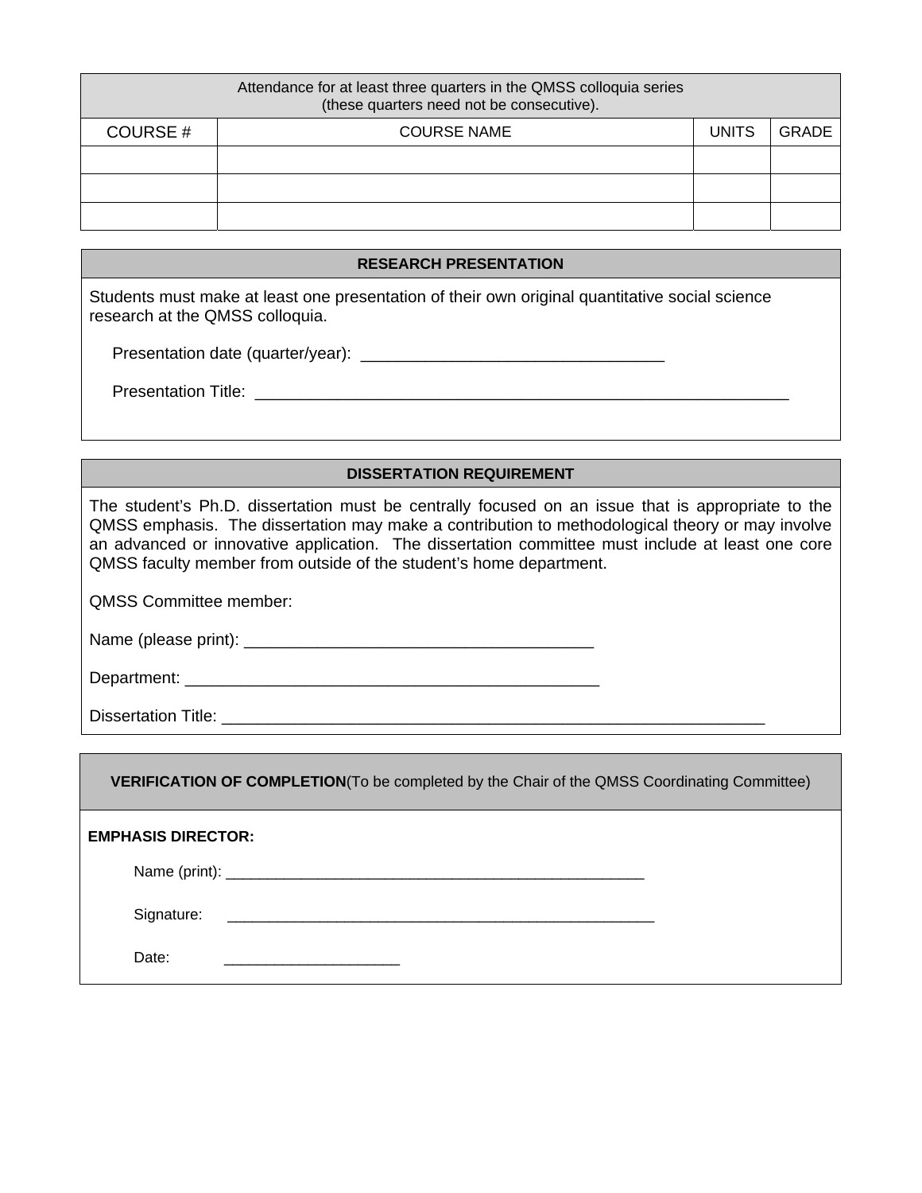| Attendance for at least three quarters in the QMSS colloquia series (these quarters need not be consecutive). | | | |
|---|---|---|---|
| COURSE # | COURSE NAME | UNITS | GRADE |
| | | | |
| | | | |
| | | | |

## RESEARCH PRESENTATION

Students must make at least one presentation of their own original quantitative social science research at the QMSS colloquia.

Presentation date (quarter/year): _________________________________

Presentation Title: ___________________________________________________________

## DISSERTATION REQUIREMENT

The student's Ph.D. dissertation must be centrally focused on an issue that is appropriate to the QMSS emphasis. The dissertation may make a contribution to methodological theory or may involve an advanced or innovative application. The dissertation committee must include at least one core QMSS faculty member from outside of the student's home department.

QMSS Committee member:

Name (please print): ______________________________________

Department: ______________________________________________

Dissertation Title: ______________________________________________________________

## VERIFICATION OF COMPLETION (To be completed by the Chair of the QMSS Coordinating Committee)

**EMPHASIS DIRECTOR:**

Name (print): ____________________________________________________

Signature: ____________________________________________________

Date: ____________________